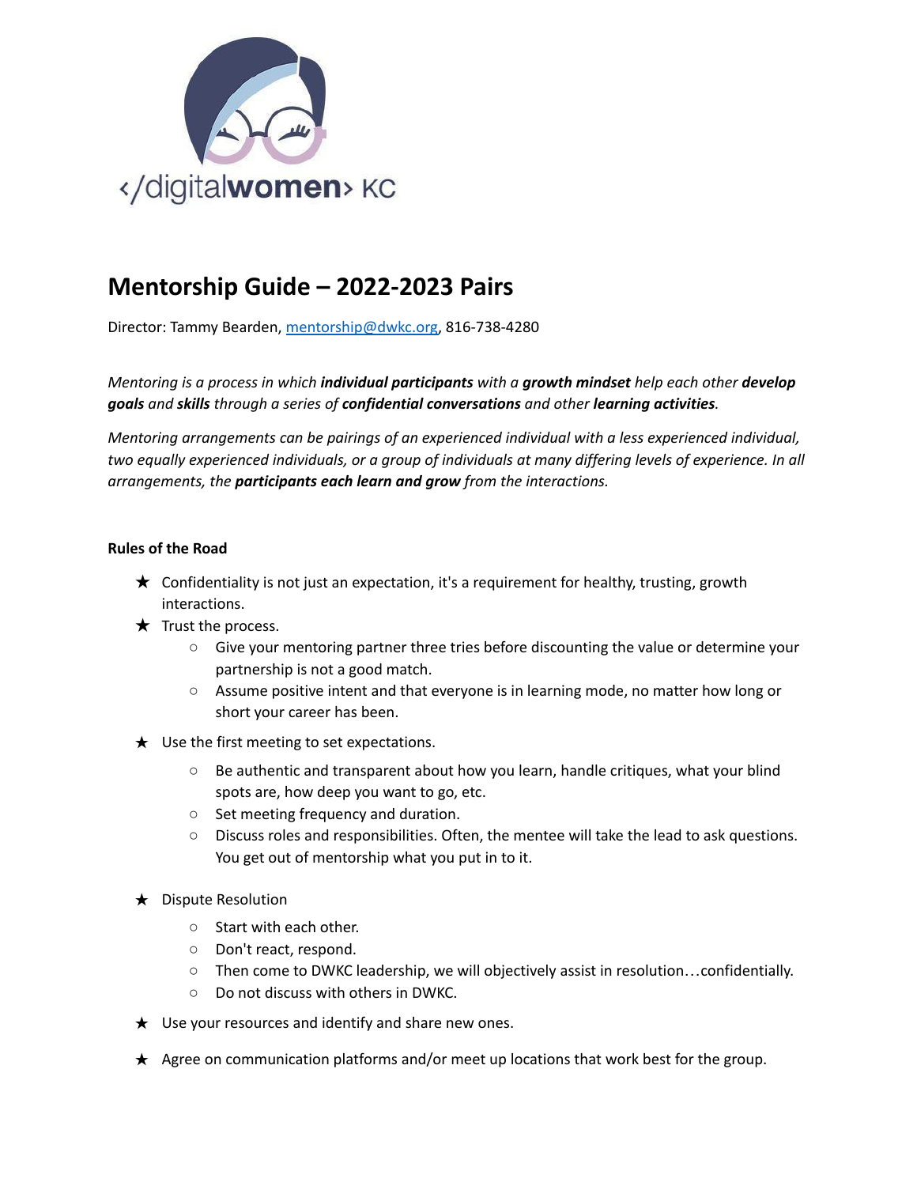# Mentorship Guide – 2022-2023 Pairs

Director: Tammy Bearden, [mentorship@dwkc.org](mailto:mentorship@dwkc.org), 816-738-4280

*Mentoring is a process in which **individual participants** with a **growth mindset** help each other **develop goals** and **skills** through a series of **confidential conversations** and other **learning activities**.*

*Mentoring arrangements can be pairings of an experienced individual with a less experienced individual, two equally experienced individuals, or a group of individuals at many differing levels of experience. In all arrangements, the **participants each learn and grow** from the interactions.*

**Rules of the Road**

- Confidentiality is not just an expectation, it's a requirement for healthy, trusting, growth interactions.
- Trust the process.
  - Give your mentoring partner three tries before discounting the value or determine your partnership is not a good match.
  - Assume positive intent and that everyone is in learning mode, no matter how long or short your career has been.
- Use the first meeting to set expectations.
  - Be authentic and transparent about how you learn, handle critiques, what your blind spots are, how deep you want to go, etc.
  - Set meeting frequency and duration.
  - Discuss roles and responsibilities. Often, the mentee will take the lead to ask questions. You get out of mentorship what you put in to it.
- Dispute Resolution
  - Start with each other.
  - Don't react, respond.
  - Then come to DWKC leadership, we will objectively assist in resolution…confidentially.
  - Do not discuss with others in DWKC.
- Use your resources and identify and share new ones.
- Agree on communication platforms and/or meet up locations that work best for the group.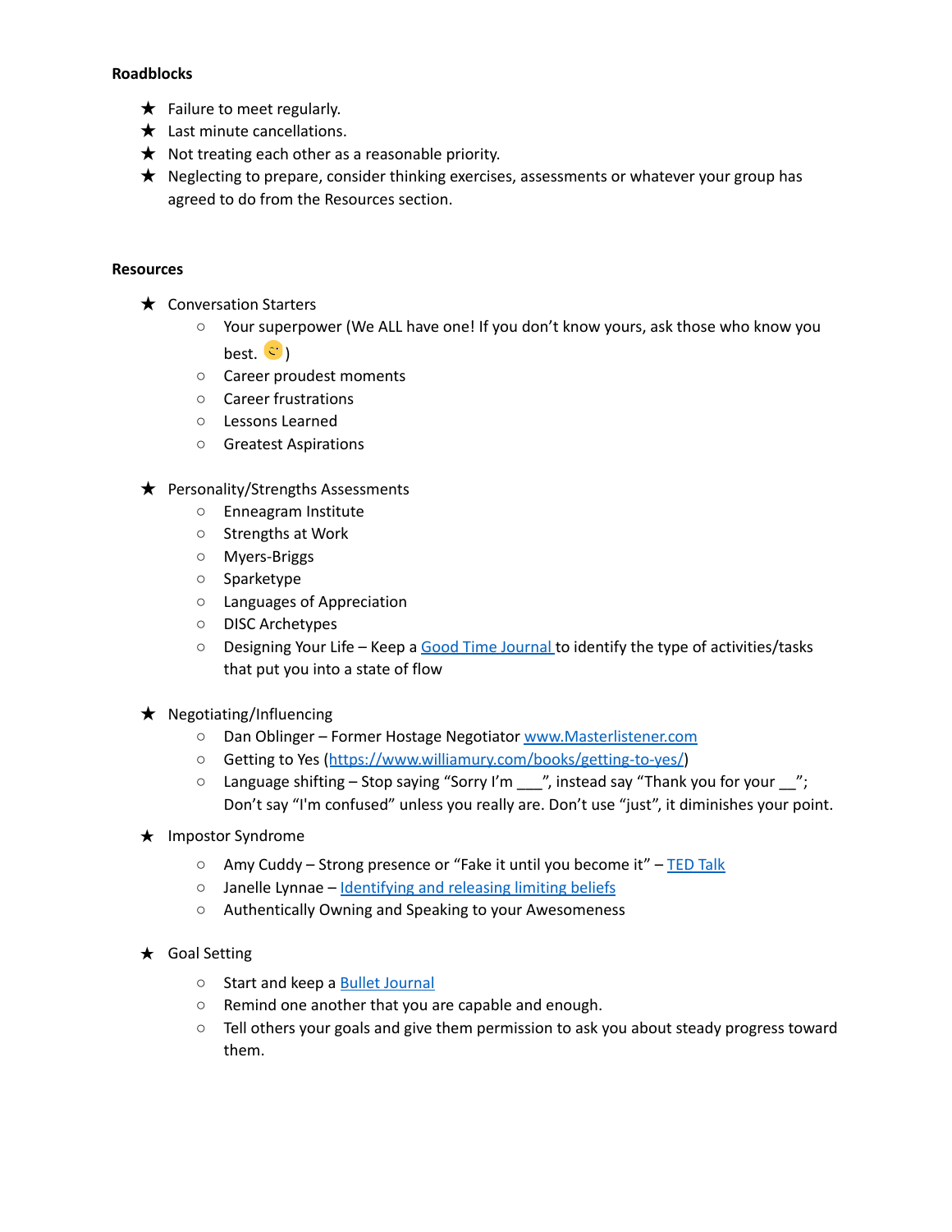**Roadblocks**

- Failure to meet regularly.
- Last minute cancellations.
- Not treating each other as a reasonable priority.
- Neglecting to prepare, consider thinking exercises, assessments or whatever your group has agreed to do from the Resources section.

**Resources**

- Conversation Starters
  - Your superpower (We ALL have one! If you don't know yours, ask those who know you best. 😉)
  - Career proudest moments
  - Career frustrations
  - Lessons Learned
  - Greatest Aspirations

- Personality/Strengths Assessments
  - Enneagram Institute
  - Strengths at Work
  - Myers-Briggs
  - Sparketype
  - Languages of Appreciation
  - DISC Archetypes
  - Designing Your Life – Keep a Good Time Journal to identify the type of activities/tasks that put you into a state of flow

- Negotiating/Influencing
  - Dan Oblinger – Former Hostage Negotiator www.Masterlistener.com
  - Getting to Yes (https://www.williamury.com/books/getting-to-yes/)
  - Language shifting – Stop saying "Sorry I'm ___", instead say "Thank you for your __"; Don't say "I'm confused" unless you really are. Don't use "just", it diminishes your point.

- Impostor Syndrome
  - Amy Cuddy – Strong presence or "Fake it until you become it" – TED Talk
  - Janelle Lynnae – Identifying and releasing limiting beliefs
  - Authentically Owning and Speaking to your Awesomeness

- Goal Setting
  - Start and keep a Bullet Journal
  - Remind one another that you are capable and enough.
  - Tell others your goals and give them permission to ask you about steady progress toward them.